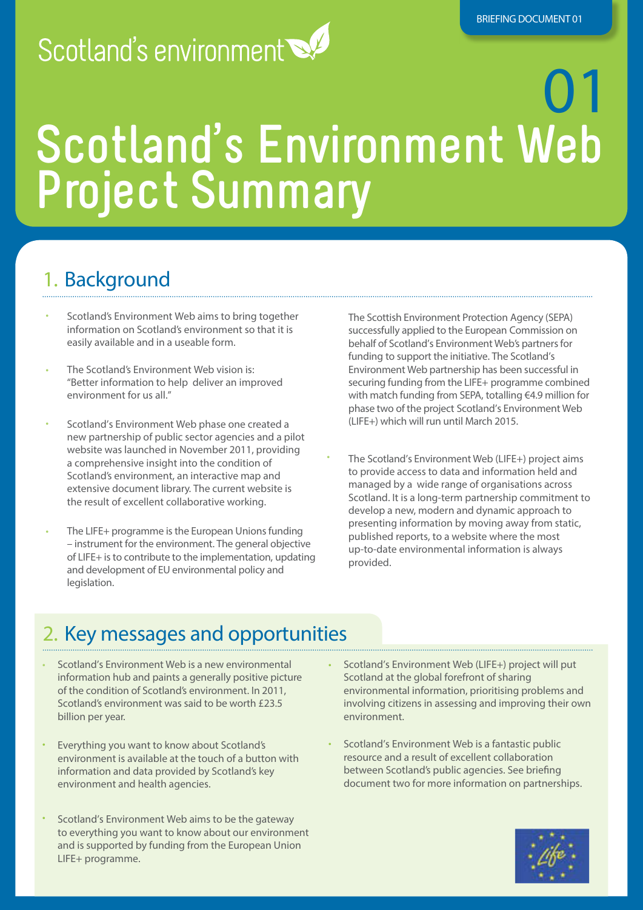BRIEFING DOCUMENT 01

Scotland's environment

# 01 Scotland's Environment Web Project Summary

## 1. Background

- Scotland's Environment Web aims to bring together information on Scotland's environment so that it is easily available and in a useable form.
- The Scotland's Environment Web vision is: "Better information to help deliver an improved environment for us all."
- Scotland's Environment Web phase one created a new partnership of public sector agencies and a pilot website was launched in November 2011, providing a comprehensive insight into the condition of Scotland's environment, an interactive map and extensive document library. The current website is the result of excellent collaborative working.
- The LIFE+ programme is the European Unions funding – instrument for the environment. The general objective of LIFE+ is to contribute to the implementation, updating and development of EU environmental policy and legislation.

The Scottish Environment Protection Agency (SEPA) successfully applied to the European Commission on behalf of Scotland's Environment Web's partners for funding to support the initiative. The Scotland's Environment Web partnership has been successful in securing funding from the LIFE+ programme combined with match funding from SEPA, totalling €4.9 million for phase two of the project Scotland's Environment Web (LIFE+) which will run until March 2015.

- The Scotland's Environment Web (LIFE+) project aims to provide access to data and information held and managed by a wide range of organisations across Scotland. It is a long-term partnership commitment to develop a new, modern and dynamic approach to presenting information by moving away from static, published reports, to a website where the most up-to-date environmental information is always provided.

## 2. Key messages and opportunities

- Scotland's Environment Web is a new environmental information hub and paints a generally positive picture of the condition of Scotland's environment. In 2011, Scotland's environment was said to be worth £23.5 billion per year.
- Everything you want to know about Scotland's environment is available at the touch of a button with information and data provided by Scotland's key environment and health agencies.
- Scotland's Environment Web aims to be the gateway to everything you want to know about our environment and is supported by funding from the European Union LIFE+ programme.
- Scotland's Environment Web (LIFE+) project will put Scotland at the global forefront of sharing environmental information, prioritising problems and involving citizens in assessing and improving their own environment.
- Scotland's Environment Web is a fantastic public resource and a result of excellent collaboration between Scotland's public agencies. See briefing document two for more information on partnerships.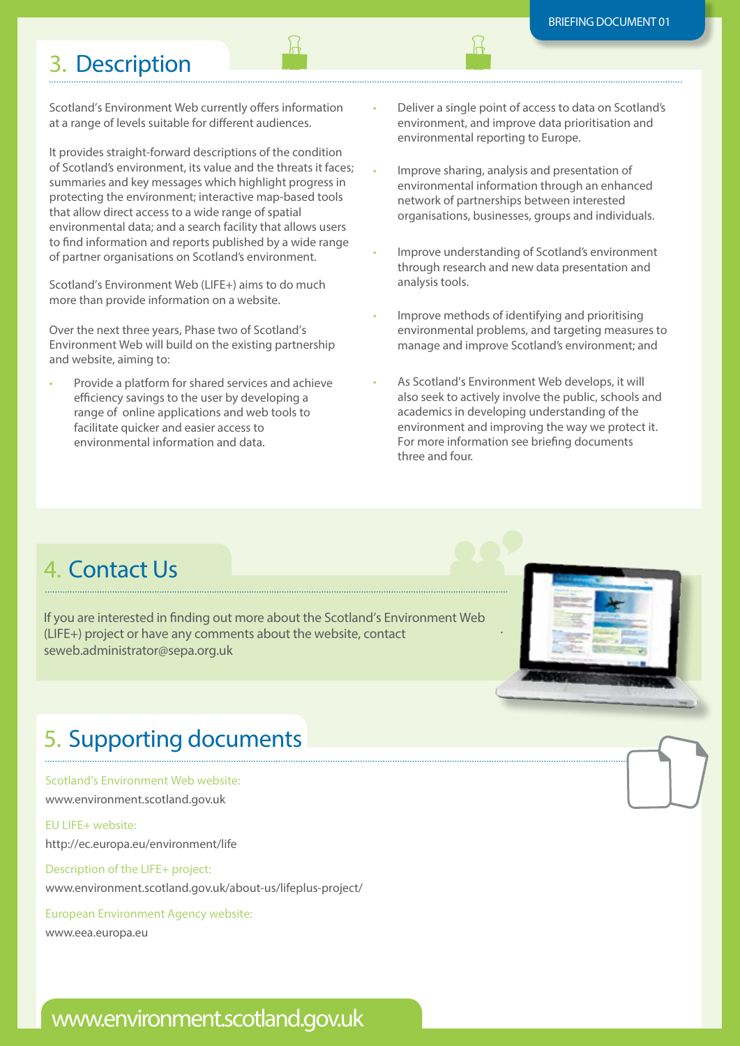## 3. Description

Scotland's Environment Web currently offers information at a range of levels suitable for different audiences.

It provides straight-forward descriptions of the condition of Scotland's environment, its value and the threats it faces; summaries and key messages which highlight progress in protecting the environment; interactive map-based tools that allow direct access to a wide range of spatial environmental data; and a search facility that allows users to find information and reports published by a wide range of partner organisations on Scotland's environment.

Scotland's Environment Web (LIFE+) aims to do much more than provide information on a website.

Over the next three years, Phase two of Scotland's Environment Web will build on the existing partnership and website, aiming to:

- Provide a platform for shared services and achieve efficiency savings to the user by developing a range of online applications and web tools to facilitate quicker and easier access to environmental information and data.
- Deliver a single point of access to data on Scotland's environment, and improve data prioritisation and environmental reporting to Europe.
- Improve sharing, analysis and presentation of environmental information through an enhanced network of partnerships between interested organisations, businesses, groups and individuals.
- Improve understanding of Scotland's environment through research and new data presentation and analysis tools.
- Improve methods of identifying and prioritising environmental problems, and targeting measures to manage and improve Scotland's environment; and
- As Scotland's Environment Web develops, it will also seek to actively involve the public, schools and academics in developing understanding of the environment and improving the way we protect it. For more information see briefing documents three and four.

## 4. Contact Us

If you are interested in finding out more about the Scotland's Environment Web (LIFE+) project or have any comments about the website, contact seweb.administrator@sepa.org.uk

## 5. Supporting documents

Scotland's Environment Web website:
www.environment.scotland.gov.uk

EU LIFE+ website:
http://ec.europa.eu/environment/life

Description of the LIFE+ project:
www.environment.scotland.gov.uk/about-us/lifeplus-project/

European Environment Agency website:
www.eea.europa.eu

www.environment.scotland.gov.uk